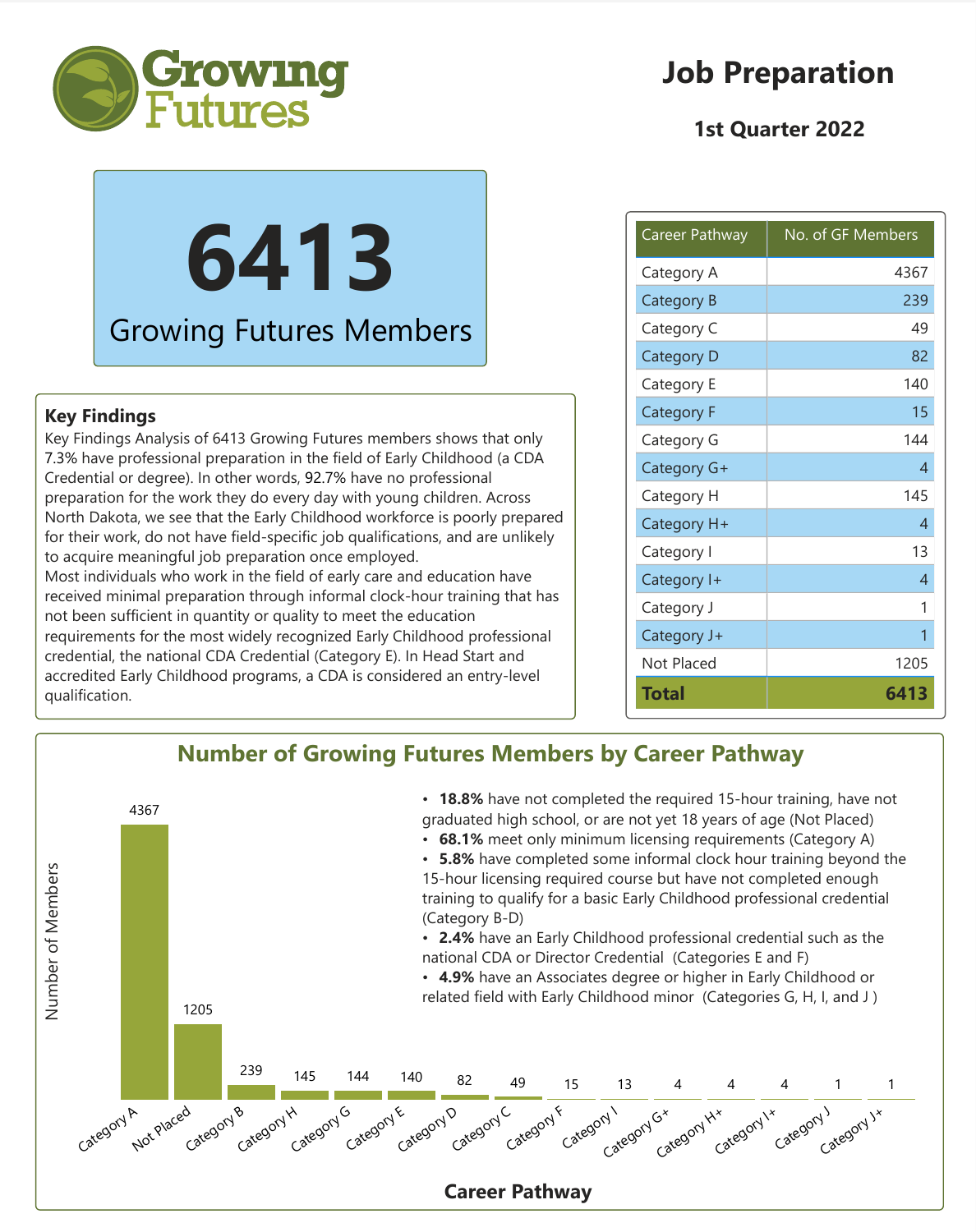# Growing Futures

## Job Preparation

### 1st Quarter 2022

**6413**

Growing Futures Members

| Career Pathway | No. of GF Members |
|---|---|
| Category A | 4367 |
| Category B | 239 |
| Category C | 49 |
| Category D | 82 |
| Category E | 140 |
| Category F | 15 |
| Category G | 144 |
| Category G+ | 4 |
| Category H | 145 |
| Category H+ | 4 |
| Category I | 13 |
| Category I+ | 4 |
| Category J | 1 |
| Category J+ | 1 |
| Not Placed | 1205 |
| **Total** | **6413** |

### Key Findings

Key Findings Analysis of 6413 Growing Futures members shows that only 7.3% have professional preparation in the field of Early Childhood (a CDA Credential or degree). In other words, 92.7% have no professional preparation for the work they do every day with young children. Across North Dakota, we see that the Early Childhood workforce is poorly prepared for their work, do not have field-specific job qualifications, and are unlikely to acquire meaningful job preparation once employed.

Most individuals who work in the field of early care and education have received minimal preparation through informal clock-hour training that has not been sufficient in quantity or quality to meet the education requirements for the most widely recognized Early Childhood professional credential, the national CDA Credential (Category E). In Head Start and accredited Early Childhood programs, a CDA is considered an entry-level qualification.

## Number of Growing Futures Members by Career Pathway

| Career Pathway | Number of Members |
|---|---|
| Category A | 4367 |
| Not Placed | 1205 |
| Category B | 239 |
| Category H | 145 |
| Category G | 144 |
| Category E | 140 |
| Category D | 82 |
| Category C | 49 |
| Category F | 15 |
| Category I | 13 |
| Category G+ | 4 |
| Category H+ | 4 |
| Category I+ | 4 |
| Category J | 1 |
| Category J+ | 1 |

- **18.8%** have not completed the required 15-hour training, have not graduated high school, or are not yet 18 years of age (Not Placed)
- **68.1%** meet only minimum licensing requirements (Category A)
- **5.8%** have completed some informal clock hour training beyond the 15-hour licensing required course but have not completed enough training to qualify for a basic Early Childhood professional credential (Category B-D)
- **2.4%** have an Early Childhood professional credential such as the national CDA or Director Credential (Categories E and F)
- **4.9%** have an Associates degree or higher in Early Childhood or related field with Early Childhood minor (Categories G, H, I, and J )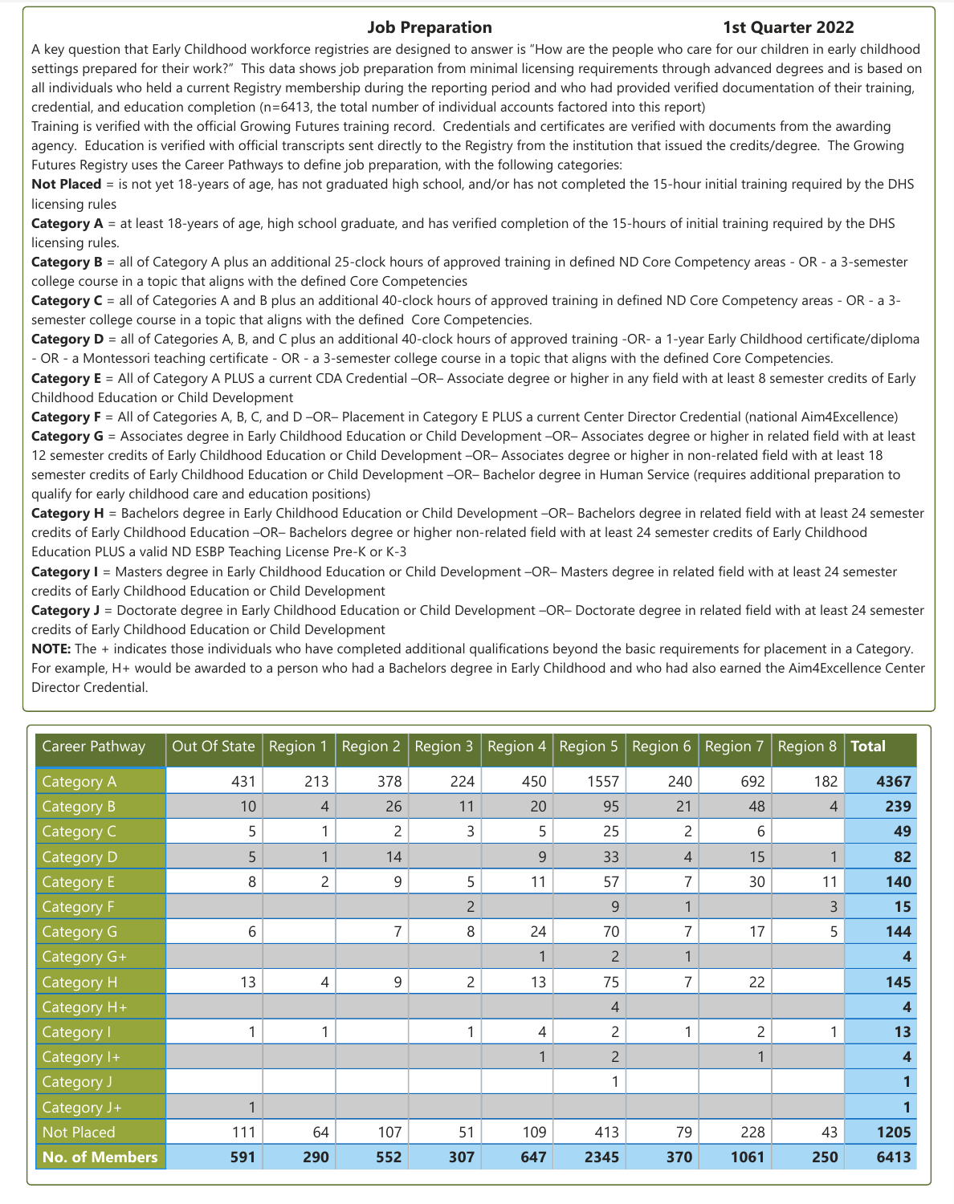## Job Preparation — 1st Quarter 2022

A key question that Early Childhood workforce registries are designed to answer is "How are the people who care for our children in early childhood settings prepared for their work?" This data shows job preparation from minimal licensing requirements through advanced degrees and is based on all individuals who held a current Registry membership during the reporting period and who had provided verified documentation of their training, credential, and education completion (n=6413, the total number of individual accounts factored into this report)

Training is verified with the official Growing Futures training record. Credentials and certificates are verified with documents from the awarding agency. Education is verified with official transcripts sent directly to the Registry from the institution that issued the credits/degree. The Growing Futures Registry uses the Career Pathways to define job preparation, with the following categories:

**Not Placed** = is not yet 18-years of age, has not graduated high school, and/or has not completed the 15-hour initial training required by the DHS licensing rules

**Category A** = at least 18-years of age, high school graduate, and has verified completion of the 15-hours of initial training required by the DHS licensing rules.

**Category B** = all of Category A plus an additional 25-clock hours of approved training in defined ND Core Competency areas - OR - a 3-semester college course in a topic that aligns with the defined Core Competencies

**Category C** = all of Categories A and B plus an additional 40-clock hours of approved training in defined ND Core Competency areas - OR - a 3-semester college course in a topic that aligns with the defined Core Competencies.

**Category D** = all of Categories A, B, and C plus an additional 40-clock hours of approved training -OR- a 1-year Early Childhood certificate/diploma - OR - a Montessori teaching certificate - OR - a 3-semester college course in a topic that aligns with the defined Core Competencies.

**Category E** = All of Category A PLUS a current CDA Credential –OR– Associate degree or higher in any field with at least 8 semester credits of Early Childhood Education or Child Development

**Category F** = All of Categories A, B, C, and D –OR– Placement in Category E PLUS a current Center Director Credential (national Aim4Excellence)

**Category G** = Associates degree in Early Childhood Education or Child Development –OR– Associates degree or higher in related field with at least 12 semester credits of Early Childhood Education or Child Development –OR– Associates degree or higher in non-related field with at least 18 semester credits of Early Childhood Education or Child Development –OR– Bachelor degree in Human Service (requires additional preparation to qualify for early childhood care and education positions)

**Category H** = Bachelors degree in Early Childhood Education or Child Development –OR– Bachelors degree in related field with at least 24 semester credits of Early Childhood Education –OR– Bachelors degree or higher non-related field with at least 24 semester credits of Early Childhood Education PLUS a valid ND ESBP Teaching License Pre-K or K-3

**Category I** = Masters degree in Early Childhood Education or Child Development –OR– Masters degree in related field with at least 24 semester credits of Early Childhood Education or Child Development

**Category J** = Doctorate degree in Early Childhood Education or Child Development –OR– Doctorate degree in related field with at least 24 semester credits of Early Childhood Education or Child Development

**NOTE:** The + indicates those individuals who have completed additional qualifications beyond the basic requirements for placement in a Category. For example, H+ would be awarded to a person who had a Bachelors degree in Early Childhood and who had also earned the Aim4Excellence Center Director Credential.

| Career Pathway | Out Of State | Region 1 | Region 2 | Region 3 | Region 4 | Region 5 | Region 6 | Region 7 | Region 8 | Total |
|---|---|---|---|---|---|---|---|---|---|---|
| Category A | 431 | 213 | 378 | 224 | 450 | 1557 | 240 | 692 | 182 | **4367** |
| Category B | 10 | 4 | 26 | 11 | 20 | 95 | 21 | 48 | 4 | **239** |
| Category C | 5 | 1 | 2 | 3 | 5 | 25 | 2 | 6 | | **49** |
| Category D | 5 | 1 | 14 | | 9 | 33 | 4 | 15 | 1 | **82** |
| Category E | 8 | 2 | 9 | 5 | 11 | 57 | 7 | 30 | 11 | **140** |
| Category F | | | | 2 | | 9 | 1 | | 3 | **15** |
| Category G | 6 | | 7 | 8 | 24 | 70 | 7 | 17 | 5 | **144** |
| Category G+ | | | | | 1 | 2 | 1 | | | **4** |
| Category H | 13 | 4 | 9 | 2 | 13 | 75 | 7 | 22 | | **145** |
| Category H+ | | | | | | 4 | | | | **4** |
| Category I | 1 | 1 | | 1 | 4 | 2 | 1 | 2 | 1 | **13** |
| Category I+ | | | | | 1 | 2 | | 1 | | **4** |
| Category J | | | | | | 1 | | | | **1** |
| Category J+ | 1 | | | | | | | | | **1** |
| Not Placed | 111 | 64 | 107 | 51 | 109 | 413 | 79 | 228 | 43 | **1205** |
| **No. of Members** | **591** | **290** | **552** | **307** | **647** | **2345** | **370** | **1061** | **250** | **6413** |